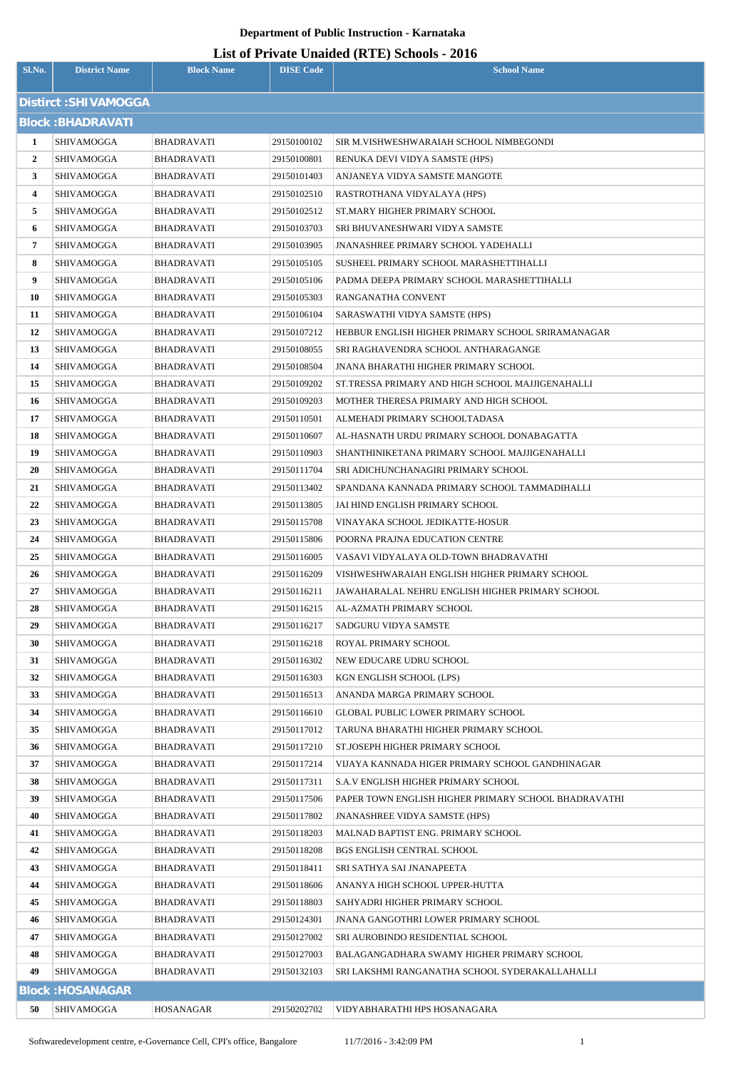**Department of Public Instruction - Karnataka**

# List of Private Unaided (RTE) Schools - 2016

| Sl.No. | District Name | Block Name | DISE Code | School Name |
|---|---|---|---|---|
| **Distirct :SHI VAMOGGA** | | | | |
| **Block :BHADRAVATI** | | | | |
| 1 | SHIVAMOGGA | BHADRAVATI | 29150100102 | SIR M.VISHWESHWARAIAH SCHOOL NIMBEGONDI |
| 2 | SHIVAMOGGA | BHADRAVATI | 29150100801 | RENUKA DEVI VIDYA SAMSTE (HPS) |
| 3 | SHIVAMOGGA | BHADRAVATI | 29150101403 | ANJANEYA VIDYA SAMSTE MANGOTE |
| 4 | SHIVAMOGGA | BHADRAVATI | 29150102510 | RASTROTHANA VIDYALAYA (HPS) |
| 5 | SHIVAMOGGA | BHADRAVATI | 29150102512 | ST.MARY HIGHER PRIMARY SCHOOL |
| 6 | SHIVAMOGGA | BHADRAVATI | 29150103703 | SRI BHUVANESHWARI VIDYA SAMSTE |
| 7 | SHIVAMOGGA | BHADRAVATI | 29150103905 | JNANASHREE PRIMARY SCHOOL YADEHALLI |
| 8 | SHIVAMOGGA | BHADRAVATI | 29150105105 | SUSHEEL PRIMARY SCHOOL MARASHETTIHALLI |
| 9 | SHIVAMOGGA | BHADRAVATI | 29150105106 | PADMA DEEPA PRIMARY SCHOOL MARASHETTIHALLI |
| 10 | SHIVAMOGGA | BHADRAVATI | 29150105303 | RANGANATHA CONVENT |
| 11 | SHIVAMOGGA | BHADRAVATI | 29150106104 | SARASWATHI VIDYA SAMSTE (HPS) |
| 12 | SHIVAMOGGA | BHADRAVATI | 29150107212 | HEBBUR ENGLISH HIGHER PRIMARY SCHOOL SRIRAMANAGAR |
| 13 | SHIVAMOGGA | BHADRAVATI | 29150108055 | SRI RAGHAVENDRA SCHOOL ANTHARAGANGE |
| 14 | SHIVAMOGGA | BHADRAVATI | 29150108504 | JNANA BHARATHI HIGHER PRIMARY SCHOOL |
| 15 | SHIVAMOGGA | BHADRAVATI | 29150109202 | ST.TRESSA PRIMARY AND HIGH SCHOOL MAJJIGENAHALLI |
| 16 | SHIVAMOGGA | BHADRAVATI | 29150109203 | MOTHER THERESA PRIMARY AND HIGH SCHOOL |
| 17 | SHIVAMOGGA | BHADRAVATI | 29150110501 | ALMEHADI PRIMARY SCHOOLTADASA |
| 18 | SHIVAMOGGA | BHADRAVATI | 29150110607 | AL-HASNATH URDU PRIMARY SCHOOL DONABAGATTA |
| 19 | SHIVAMOGGA | BHADRAVATI | 29150110903 | SHANTHINIKETANA PRIMARY SCHOOL MAJJIGENAHALLI |
| 20 | SHIVAMOGGA | BHADRAVATI | 29150111704 | SRI ADICHUNCHANAGIRI PRIMARY SCHOOL |
| 21 | SHIVAMOGGA | BHADRAVATI | 29150113402 | SPANDANA KANNADA PRIMARY SCHOOL TAMMADIHALLI |
| 22 | SHIVAMOGGA | BHADRAVATI | 29150113805 | JAI HIND ENGLISH PRIMARY SCHOOL |
| 23 | SHIVAMOGGA | BHADRAVATI | 29150115708 | VINAYAKA SCHOOL JEDIKATTE-HOSUR |
| 24 | SHIVAMOGGA | BHADRAVATI | 29150115806 | POORNA PRAJNA EDUCATION CENTRE |
| 25 | SHIVAMOGGA | BHADRAVATI | 29150116005 | VASAVI VIDYALAYA OLD-TOWN BHADRAVATHI |
| 26 | SHIVAMOGGA | BHADRAVATI | 29150116209 | VISHWESHWARAIAH ENGLISH HIGHER PRIMARY SCHOOL |
| 27 | SHIVAMOGGA | BHADRAVATI | 29150116211 | JAWAHARALAL NEHRU ENGLISH HIGHER PRIMARY SCHOOL |
| 28 | SHIVAMOGGA | BHADRAVATI | 29150116215 | AL-AZMATH PRIMARY SCHOOL |
| 29 | SHIVAMOGGA | BHADRAVATI | 29150116217 | SADGURU VIDYA SAMSTE |
| 30 | SHIVAMOGGA | BHADRAVATI | 29150116218 | ROYAL PRIMARY SCHOOL |
| 31 | SHIVAMOGGA | BHADRAVATI | 29150116302 | NEW EDUCARE UDRU SCHOOL |
| 32 | SHIVAMOGGA | BHADRAVATI | 29150116303 | KGN ENGLISH SCHOOL (LPS) |
| 33 | SHIVAMOGGA | BHADRAVATI | 29150116513 | ANANDA MARGA PRIMARY SCHOOL |
| 34 | SHIVAMOGGA | BHADRAVATI | 29150116610 | GLOBAL PUBLIC LOWER PRIMARY SCHOOL |
| 35 | SHIVAMOGGA | BHADRAVATI | 29150117012 | TARUNA BHARATHI HIGHER PRIMARY SCHOOL |
| 36 | SHIVAMOGGA | BHADRAVATI | 29150117210 | ST.JOSEPH HIGHER PRIMARY SCHOOL |
| 37 | SHIVAMOGGA | BHADRAVATI | 29150117214 | VIJAYA KANNADA HIGER PRIMARY SCHOOL GANDHINAGAR |
| 38 | SHIVAMOGGA | BHADRAVATI | 29150117311 | S.A.V ENGLISH HIGHER PRIMARY SCHOOL |
| 39 | SHIVAMOGGA | BHADRAVATI | 29150117506 | PAPER TOWN ENGLISH HIGHER PRIMARY SCHOOL BHADRAVATHI |
| 40 | SHIVAMOGGA | BHADRAVATI | 29150117802 | JNANASHREE VIDYA SAMSTE (HPS) |
| 41 | SHIVAMOGGA | BHADRAVATI | 29150118203 | MALNAD BAPTIST ENG. PRIMARY SCHOOL |
| 42 | SHIVAMOGGA | BHADRAVATI | 29150118208 | BGS ENGLISH CENTRAL SCHOOL |
| 43 | SHIVAMOGGA | BHADRAVATI | 29150118411 | SRI SATHYA SAI JNANAPEETA |
| 44 | SHIVAMOGGA | BHADRAVATI | 29150118606 | ANANYA HIGH SCHOOL UPPER-HUTTA |
| 45 | SHIVAMOGGA | BHADRAVATI | 29150118803 | SAHYADRI HIGHER PRIMARY SCHOOL |
| 46 | SHIVAMOGGA | BHADRAVATI | 29150124301 | JNANA GANGOTHRI LOWER PRIMARY SCHOOL |
| 47 | SHIVAMOGGA | BHADRAVATI | 29150127002 | SRI AUROBINDO RESIDENTIAL SCHOOL |
| 48 | SHIVAMOGGA | BHADRAVATI | 29150127003 | BALAGANGADHARA SWAMY HIGHER PRIMARY SCHOOL |
| 49 | SHIVAMOGGA | BHADRAVATI | 29150132103 | SRI LAKSHMI RANGANATHA SCHOOL SYDERAKALLAHALLI |
| **Block :HOSANAGAR** | | | | |
| 50 | SHIVAMOGGA | HOSANAGAR | 29150202702 | VIDYABHARATHI HPS HOSANAGARA |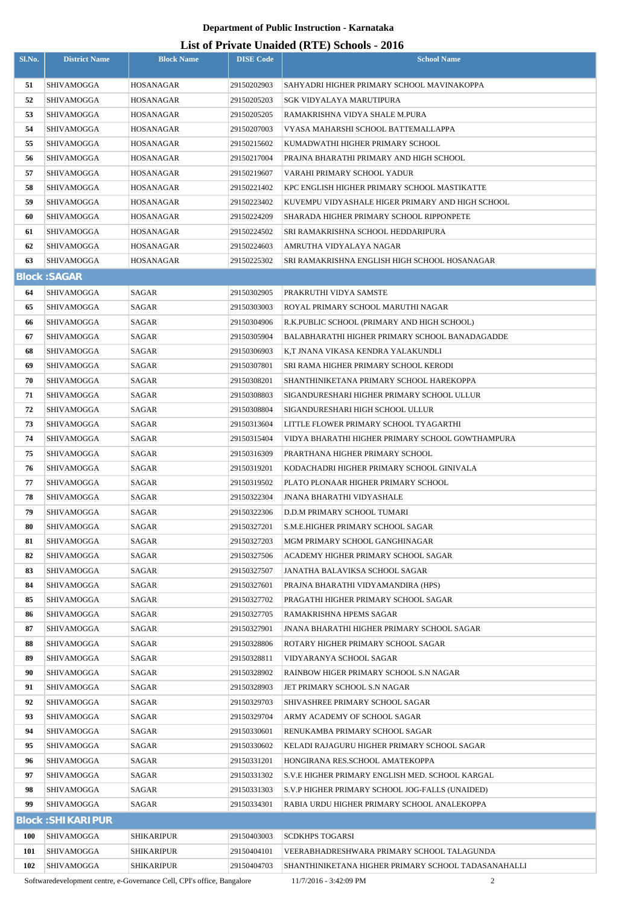## Department of Public Instruction - Karnataka

## List of Private Unaided (RTE) Schools - 2016

| Sl.No. | District Name | Block Name | DISE Code | School Name |
|---|---|---|---|---|
| 51 | SHIVAMOGGA | HOSANAGAR | 29150202903 | SAHYADRI HIGHER PRIMARY SCHOOL MAVINAKOPPA |
| 52 | SHIVAMOGGA | HOSANAGAR | 29150205203 | SGK VIDYALAYA MARUTIPURA |
| 53 | SHIVAMOGGA | HOSANAGAR | 29150205205 | RAMAKRISHNA VIDYA SHALE M.PURA |
| 54 | SHIVAMOGGA | HOSANAGAR | 29150207003 | VYASA MAHARSHI SCHOOL BATTEMALLAPPA |
| 55 | SHIVAMOGGA | HOSANAGAR | 29150215602 | KUMADWATHI HIGHER PRIMARY SCHOOL |
| 56 | SHIVAMOGGA | HOSANAGAR | 29150217004 | PRAJNA BHARATHI PRIMARY AND HIGH SCHOOL |
| 57 | SHIVAMOGGA | HOSANAGAR | 29150219607 | VARAHI PRIMARY SCHOOL YADUR |
| 58 | SHIVAMOGGA | HOSANAGAR | 29150221402 | KPC ENGLISH HIGHER PRIMARY SCHOOL MASTIKATTE |
| 59 | SHIVAMOGGA | HOSANAGAR | 29150223402 | KUVEMPU VIDYASHALE HIGER PRIMARY AND HIGH SCHOOL |
| 60 | SHIVAMOGGA | HOSANAGAR | 29150224209 | SHARADA HIGHER PRIMARY SCHOOL RIPPONPETE |
| 61 | SHIVAMOGGA | HOSANAGAR | 29150224502 | SRI RAMAKRISHNA SCHOOL HEDDARIPURA |
| 62 | SHIVAMOGGA | HOSANAGAR | 29150224603 | AMRUTHA VIDYALAYA NAGAR |
| 63 | SHIVAMOGGA | HOSANAGAR | 29150225302 | SRI RAMAKRISHNA ENGLISH HIGH SCHOOL HOSANAGAR |
| **Block :SAGAR** | | | | |
| 64 | SHIVAMOGGA | SAGAR | 29150302905 | PRAKRUTHI VIDYA SAMSTE |
| 65 | SHIVAMOGGA | SAGAR | 29150303003 | ROYAL PRIMARY SCHOOL MARUTHI NAGAR |
| 66 | SHIVAMOGGA | SAGAR | 29150304906 | R.K.PUBLIC SCHOOL (PRIMARY AND HIGH SCHOOL) |
| 67 | SHIVAMOGGA | SAGAR | 29150305904 | BALABHARATHI HIGHER PRIMARY SCHOOL BANADAGADDE |
| 68 | SHIVAMOGGA | SAGAR | 29150306903 | K,T JNANA VIKASA KENDRA YALAKUNDLI |
| 69 | SHIVAMOGGA | SAGAR | 29150307801 | SRI RAMA HIGHER PRIMARY SCHOOL KERODI |
| 70 | SHIVAMOGGA | SAGAR | 29150308201 | SHANTHINIKETANA PRIMARY SCHOOL HAREKOPPA |
| 71 | SHIVAMOGGA | SAGAR | 29150308803 | SIGANDURESHARI HIGHER PRIMARY SCHOOL ULLUR |
| 72 | SHIVAMOGGA | SAGAR | 29150308804 | SIGANDURESHARI HIGH SCHOOL ULLUR |
| 73 | SHIVAMOGGA | SAGAR | 29150313604 | LITTLE FLOWER PRIMARY SCHOOL TYAGARTHI |
| 74 | SHIVAMOGGA | SAGAR | 29150315404 | VIDYA BHARATHI HIGHER PRIMARY SCHOOL GOWTHAMPURA |
| 75 | SHIVAMOGGA | SAGAR | 29150316309 | PRARTHANA HIGHER PRIMARY SCHOOL |
| 76 | SHIVAMOGGA | SAGAR | 29150319201 | KODACHADRI HIGHER PRIMARY SCHOOL GINIVALA |
| 77 | SHIVAMOGGA | SAGAR | 29150319502 | PLATO PLONAAR HIGHER PRIMARY SCHOOL |
| 78 | SHIVAMOGGA | SAGAR | 29150322304 | JNANA BHARATHI VIDYASHALE |
| 79 | SHIVAMOGGA | SAGAR | 29150322306 | D.D.M PRIMARY SCHOOL TUMARI |
| 80 | SHIVAMOGGA | SAGAR | 29150327201 | S.M.E.HIGHER PRIMARY SCHOOL SAGAR |
| 81 | SHIVAMOGGA | SAGAR | 29150327203 | MGM PRIMARY SCHOOL GANGHINAGAR |
| 82 | SHIVAMOGGA | SAGAR | 29150327506 | ACADEMY HIGHER PRIMARY SCHOOL SAGAR |
| 83 | SHIVAMOGGA | SAGAR | 29150327507 | JANATHA BALAVIKSA SCHOOL SAGAR |
| 84 | SHIVAMOGGA | SAGAR | 29150327601 | PRAJNA BHARATHI VIDYAMANDIRA (HPS) |
| 85 | SHIVAMOGGA | SAGAR | 29150327702 | PRAGATHI HIGHER PRIMARY SCHOOL SAGAR |
| 86 | SHIVAMOGGA | SAGAR | 29150327705 | RAMAKRISHNA HPEMS SAGAR |
| 87 | SHIVAMOGGA | SAGAR | 29150327901 | JNANA BHARATHI HIGHER PRIMARY SCHOOL SAGAR |
| 88 | SHIVAMOGGA | SAGAR | 29150328806 | ROTARY HIGHER PRIMARY SCHOOL SAGAR |
| 89 | SHIVAMOGGA | SAGAR | 29150328811 | VIDYARANYA SCHOOL SAGAR |
| 90 | SHIVAMOGGA | SAGAR | 29150328902 | RAINBOW HIGER PRIMARY SCHOOL S.N NAGAR |
| 91 | SHIVAMOGGA | SAGAR | 29150328903 | JET PRIMARY SCHOOL S.N NAGAR |
| 92 | SHIVAMOGGA | SAGAR | 29150329703 | SHIVASHREE PRIMARY SCHOOL SAGAR |
| 93 | SHIVAMOGGA | SAGAR | 29150329704 | ARMY ACADEMY OF SCHOOL SAGAR |
| 94 | SHIVAMOGGA | SAGAR | 29150330601 | RENUKAMBA PRIMARY SCHOOL SAGAR |
| 95 | SHIVAMOGGA | SAGAR | 29150330602 | KELADI RAJAGURU HIGHER PRIMARY SCHOOL SAGAR |
| 96 | SHIVAMOGGA | SAGAR | 29150331201 | HONGIRANA RES.SCHOOL AMATEKOPPA |
| 97 | SHIVAMOGGA | SAGAR | 29150331302 | S.V.E HIGHER PRIMARY ENGLISH MED. SCHOOL KARGAL |
| 98 | SHIVAMOGGA | SAGAR | 29150331303 | S.V.P HIGHER PRIMARY SCHOOL JOG-FALLS (UNAIDED) |
| 99 | SHIVAMOGGA | SAGAR | 29150334301 | RABIA URDU HIGHER PRIMARY SCHOOL ANALEKOPPA |
| **Block :SHIKARIPUR** | | | | |
| 100 | SHIVAMOGGA | SHIKARIPUR | 29150403003 | SCDKHPS TOGARSI |
| 101 | SHIVAMOGGA | SHIKARIPUR | 29150404101 | VEERABHADRESHWARA PRIMARY SCHOOL TALAGUNDA |
| 102 | SHIVAMOGGA | SHIKARIPUR | 29150404703 | SHANTHINIKETANA HIGHER PRIMARY SCHOOL TADASANAHALLI |

Softwaredevelopment centre, e-Governance Cell, CPI's office, Bangalore 11/7/2016 - 3:42:09 PM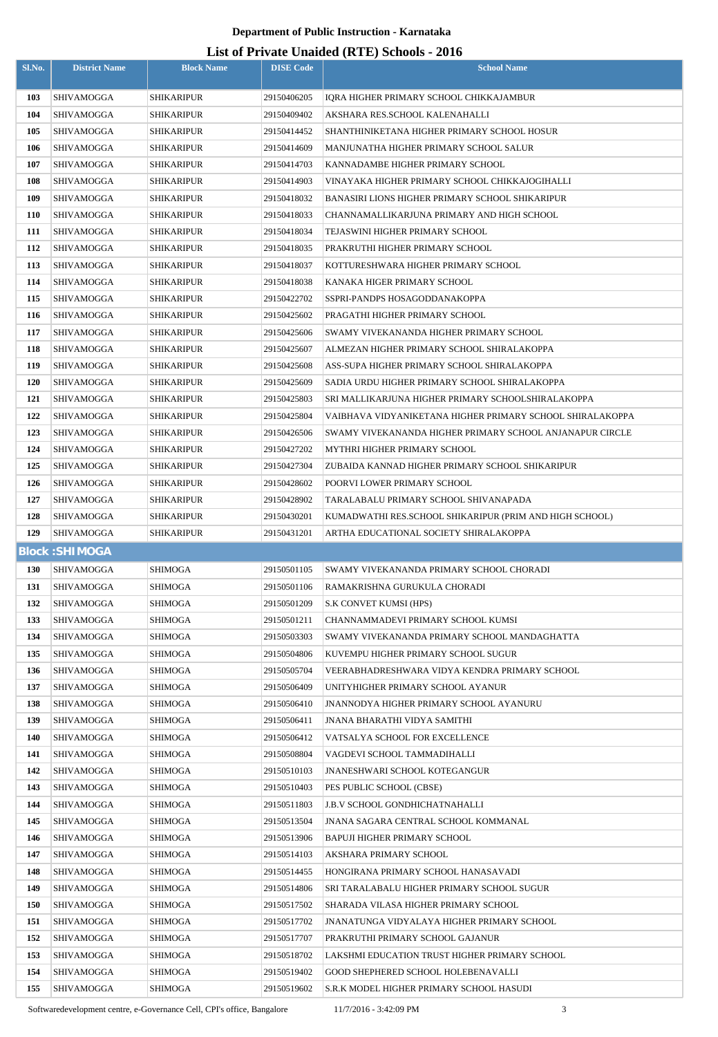**Department of Public Instruction - Karnataka**

## List of Private Unaided (RTE) Schools - 2016

| Sl.No. | District Name | Block Name | DISE Code | School Name |
|---|---|---|---|---|
| 103 | SHIVAMOGGA | SHIKARIPUR | 29150406205 | IQRA HIGHER PRIMARY SCHOOL CHIKKAJAMBUR |
| 104 | SHIVAMOGGA | SHIKARIPUR | 29150409402 | AKSHARA RES.SCHOOL KALENAHALLI |
| 105 | SHIVAMOGGA | SHIKARIPUR | 29150414452 | SHANTHINIKETANA HIGHER PRIMARY SCHOOL HOSUR |
| 106 | SHIVAMOGGA | SHIKARIPUR | 29150414609 | MANJUNATHA HIGHER PRIMARY SCHOOL SALUR |
| 107 | SHIVAMOGGA | SHIKARIPUR | 29150414703 | KANNADAMBE HIGHER PRIMARY SCHOOL |
| 108 | SHIVAMOGGA | SHIKARIPUR | 29150414903 | VINAYAKA HIGHER PRIMARY SCHOOL CHIKKAJOGIHALLI |
| 109 | SHIVAMOGGA | SHIKARIPUR | 29150418032 | BANASIRI LIONS HIGHER PRIMARY SCHOOL SHIKARIPUR |
| 110 | SHIVAMOGGA | SHIKARIPUR | 29150418033 | CHANNAMALLIKARJUNA PRIMARY AND HIGH SCHOOL |
| 111 | SHIVAMOGGA | SHIKARIPUR | 29150418034 | TEJASWINI HIGHER PRIMARY SCHOOL |
| 112 | SHIVAMOGGA | SHIKARIPUR | 29150418035 | PRAKRUTHI HIGHER PRIMARY SCHOOL |
| 113 | SHIVAMOGGA | SHIKARIPUR | 29150418037 | KOTTURESHWARA HIGHER PRIMARY SCHOOL |
| 114 | SHIVAMOGGA | SHIKARIPUR | 29150418038 | KANAKA HIGER PRIMARY SCHOOL |
| 115 | SHIVAMOGGA | SHIKARIPUR | 29150422702 | SSPRI-PANDPS HOSAGODDANAKOPPA |
| 116 | SHIVAMOGGA | SHIKARIPUR | 29150425602 | PRAGATHI HIGHER PRIMARY SCHOOL |
| 117 | SHIVAMOGGA | SHIKARIPUR | 29150425606 | SWAMY VIVEKANANDA HIGHER PRIMARY SCHOOL |
| 118 | SHIVAMOGGA | SHIKARIPUR | 29150425607 | ALMEZAN HIGHER PRIMARY SCHOOL SHIRALAKOPPA |
| 119 | SHIVAMOGGA | SHIKARIPUR | 29150425608 | ASS-SUPA HIGHER PRIMARY SCHOOL SHIRALAKOPPA |
| 120 | SHIVAMOGGA | SHIKARIPUR | 29150425609 | SADIA URDU HIGHER PRIMARY SCHOOL SHIRALAKOPPA |
| 121 | SHIVAMOGGA | SHIKARIPUR | 29150425803 | SRI MALLIKARJUNA HIGHER PRIMARY SCHOOLSHIRALAKOPPA |
| 122 | SHIVAMOGGA | SHIKARIPUR | 29150425804 | VAIBHAVA VIDYANIKETANA HIGHER PRIMARY SCHOOL SHIRALAKOPPA |
| 123 | SHIVAMOGGA | SHIKARIPUR | 29150426506 | SWAMY VIVEKANANDA HIGHER PRIMARY SCHOOL ANJANAPUR CIRCLE |
| 124 | SHIVAMOGGA | SHIKARIPUR | 29150427202 | MYTHRI HIGHER PRIMARY SCHOOL |
| 125 | SHIVAMOGGA | SHIKARIPUR | 29150427304 | ZUBAIDA KANNAD HIGHER PRIMARY SCHOOL SHIKARIPUR |
| 126 | SHIVAMOGGA | SHIKARIPUR | 29150428602 | POORVI LOWER PRIMARY SCHOOL |
| 127 | SHIVAMOGGA | SHIKARIPUR | 29150428902 | TARALABALU PRIMARY SCHOOL SHIVANAPADA |
| 128 | SHIVAMOGGA | SHIKARIPUR | 29150430201 | KUMADWATHI RES.SCHOOL SHIKARIPUR (PRIM AND HIGH SCHOOL) |
| 129 | SHIVAMOGGA | SHIKARIPUR | 29150431201 | ARTHA EDUCATIONAL SOCIETY SHIRALAKOPPA |
| **Block :SHIMOGA** | | | | |
| 130 | SHIVAMOGGA | SHIMOGA | 29150501105 | SWAMY VIVEKANANDA PRIMARY SCHOOL CHORADI |
| 131 | SHIVAMOGGA | SHIMOGA | 29150501106 | RAMAKRISHNA GURUKULA CHORADI |
| 132 | SHIVAMOGGA | SHIMOGA | 29150501209 | S.K CONVET KUMSI (HPS) |
| 133 | SHIVAMOGGA | SHIMOGA | 29150501211 | CHANNAMMADEVI PRIMARY SCHOOL KUMSI |
| 134 | SHIVAMOGGA | SHIMOGA | 29150503303 | SWAMY VIVEKANANDA PRIMARY SCHOOL MANDAGHATTA |
| 135 | SHIVAMOGGA | SHIMOGA | 29150504806 | KUVEMPU HIGHER PRIMARY SCHOOL SUGUR |
| 136 | SHIVAMOGGA | SHIMOGA | 29150505704 | VEERABHADRESHWARA VIDYA KENDRA PRIMARY SCHOOL |
| 137 | SHIVAMOGGA | SHIMOGA | 29150506409 | UNITYHIGHER PRIMARY SCHOOL AYANUR |
| 138 | SHIVAMOGGA | SHIMOGA | 29150506410 | JNANNODYA HIGHER PRIMARY SCHOOL AYANURU |
| 139 | SHIVAMOGGA | SHIMOGA | 29150506411 | JNANA BHARATHI VIDYA SAMITHI |
| 140 | SHIVAMOGGA | SHIMOGA | 29150506412 | VATSALYA SCHOOL FOR EXCELLENCE |
| 141 | SHIVAMOGGA | SHIMOGA | 29150508804 | VAGDEVI SCHOOL TAMMADIHALLI |
| 142 | SHIVAMOGGA | SHIMOGA | 29150510103 | JNANESHWARI SCHOOL KOTEGANGUR |
| 143 | SHIVAMOGGA | SHIMOGA | 29150510403 | PES PUBLIC SCHOOL (CBSE) |
| 144 | SHIVAMOGGA | SHIMOGA | 29150511803 | J.B.V SCHOOL GONDHICHATNAHALLI |
| 145 | SHIVAMOGGA | SHIMOGA | 29150513504 | JNANA SAGARA CENTRAL SCHOOL KOMMANAL |
| 146 | SHIVAMOGGA | SHIMOGA | 29150513906 | BAPUJI HIGHER PRIMARY SCHOOL |
| 147 | SHIVAMOGGA | SHIMOGA | 29150514103 | AKSHARA PRIMARY SCHOOL |
| 148 | SHIVAMOGGA | SHIMOGA | 29150514455 | HONGIRANA PRIMARY SCHOOL HANASAVADI |
| 149 | SHIVAMOGGA | SHIMOGA | 29150514806 | SRI TARALABALU HIGHER PRIMARY SCHOOL SUGUR |
| 150 | SHIVAMOGGA | SHIMOGA | 29150517502 | SHARADA VILASA HIGHER PRIMARY SCHOOL |
| 151 | SHIVAMOGGA | SHIMOGA | 29150517702 | JNANATUNGA VIDYALAYA HIGHER PRIMARY SCHOOL |
| 152 | SHIVAMOGGA | SHIMOGA | 29150517707 | PRAKRUTHI PRIMARY SCHOOL GAJANUR |
| 153 | SHIVAMOGGA | SHIMOGA | 29150518702 | LAKSHMI EDUCATION TRUST HIGHER PRIMARY SCHOOL |
| 154 | SHIVAMOGGA | SHIMOGA | 29150519402 | GOOD SHEPHERED SCHOOL HOLEBENAVALLI |
| 155 | SHIVAMOGGA | SHIMOGA | 29150519602 | S.R.K MODEL HIGHER PRIMARY SCHOOL HASUDI |

Softwaredevelopment centre, e-Governance Cell, CPI's office, Bangalore 11/7/2016 - 3:42:09 PM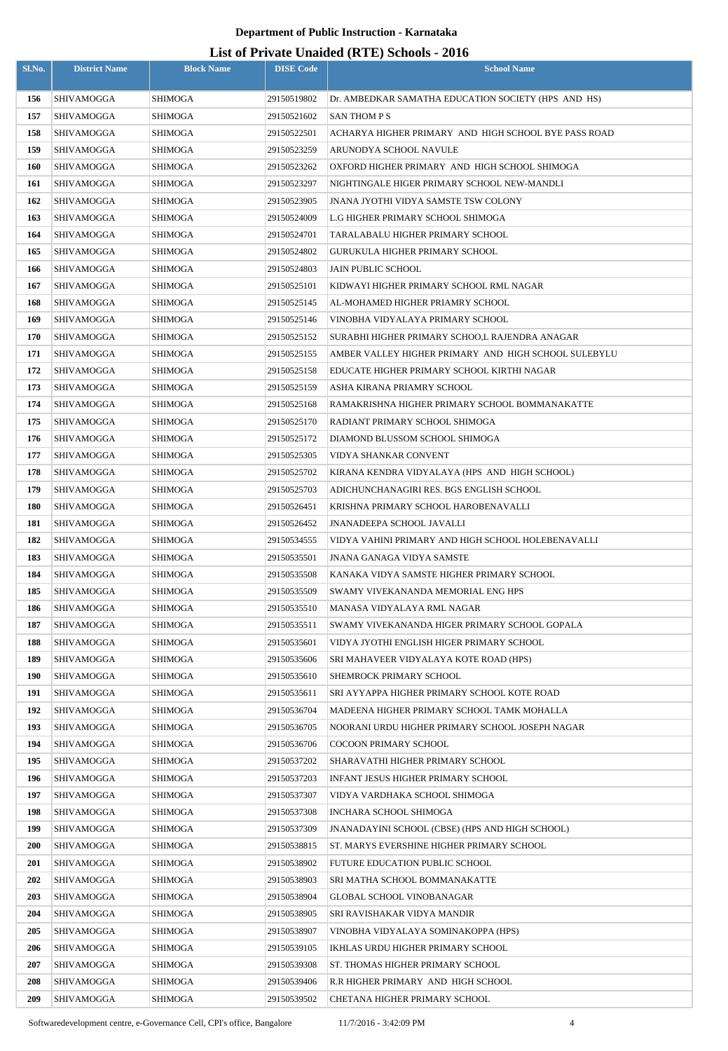**Department of Public Instruction - Karnataka**

**List of Private Unaided (RTE) Schools - 2016**

| Sl.No. | District Name | Block Name | DISE Code | School Name |
|---|---|---|---|---|
| 156 | SHIVAMOGGA | SHIMOGA | 29150519802 | Dr. AMBEDKAR SAMATHA EDUCATION SOCIETY (HPS AND HS) |
| 157 | SHIVAMOGGA | SHIMOGA | 29150521602 | SAN THOM P S |
| 158 | SHIVAMOGGA | SHIMOGA | 29150522501 | ACHARYA HIGHER PRIMARY AND HIGH SCHOOL BYE PASS ROAD |
| 159 | SHIVAMOGGA | SHIMOGA | 29150523259 | ARUNODYA SCHOOL NAVULE |
| 160 | SHIVAMOGGA | SHIMOGA | 29150523262 | OXFORD HIGHER PRIMARY AND HIGH SCHOOL SHIMOGA |
| 161 | SHIVAMOGGA | SHIMOGA | 29150523297 | NIGHTINGALE HIGER PRIMARY SCHOOL NEW-MANDLI |
| 162 | SHIVAMOGGA | SHIMOGA | 29150523905 | JNANA JYOTHI VIDYA SAMSTE TSW COLONY |
| 163 | SHIVAMOGGA | SHIMOGA | 29150524009 | L.G HIGHER PRIMARY SCHOOL SHIMOGA |
| 164 | SHIVAMOGGA | SHIMOGA | 29150524701 | TARALABALU HIGHER PRIMARY SCHOOL |
| 165 | SHIVAMOGGA | SHIMOGA | 29150524802 | GURUKULA HIGHER PRIMARY SCHOOL |
| 166 | SHIVAMOGGA | SHIMOGA | 29150524803 | JAIN PUBLIC SCHOOL |
| 167 | SHIVAMOGGA | SHIMOGA | 29150525101 | KIDWAYI HIGHER PRIMARY SCHOOL RML NAGAR |
| 168 | SHIVAMOGGA | SHIMOGA | 29150525145 | AL-MOHAMED HIGHER PRIAMRY SCHOOL |
| 169 | SHIVAMOGGA | SHIMOGA | 29150525146 | VINOBHA VIDYALAYA PRIMARY SCHOOL |
| 170 | SHIVAMOGGA | SHIMOGA | 29150525152 | SURABHI HIGHER PRIMARY SCHOO,L RAJENDRA ANAGAR |
| 171 | SHIVAMOGGA | SHIMOGA | 29150525155 | AMBER VALLEY HIGHER PRIMARY AND HIGH SCHOOL SULEBYLU |
| 172 | SHIVAMOGGA | SHIMOGA | 29150525158 | EDUCATE HIGHER PRIMARY SCHOOL KIRTHI NAGAR |
| 173 | SHIVAMOGGA | SHIMOGA | 29150525159 | ASHA KIRANA PRIAMRY SCHOOL |
| 174 | SHIVAMOGGA | SHIMOGA | 29150525168 | RAMAKRISHNA HIGHER PRIMARY SCHOOL BOMMANAKATTE |
| 175 | SHIVAMOGGA | SHIMOGA | 29150525170 | RADIANT PRIMARY SCHOOL SHIMOGA |
| 176 | SHIVAMOGGA | SHIMOGA | 29150525172 | DIAMOND BLUSSOM SCHOOL SHIMOGA |
| 177 | SHIVAMOGGA | SHIMOGA | 29150525305 | VIDYA SHANKAR CONVENT |
| 178 | SHIVAMOGGA | SHIMOGA | 29150525702 | KIRANA KENDRA VIDYALAYA (HPS AND HIGH SCHOOL) |
| 179 | SHIVAMOGGA | SHIMOGA | 29150525703 | ADICHUNCHANAGIRI RES. BGS ENGLISH SCHOOL |
| 180 | SHIVAMOGGA | SHIMOGA | 29150526451 | KRISHNA PRIMARY SCHOOL HAROBENAVALLI |
| 181 | SHIVAMOGGA | SHIMOGA | 29150526452 | JNANADEEPA SCHOOL JAVALLI |
| 182 | SHIVAMOGGA | SHIMOGA | 29150534555 | VIDYA VAHINI PRIMARY AND HIGH SCHOOL HOLEBENAVALLI |
| 183 | SHIVAMOGGA | SHIMOGA | 29150535501 | JNANA GANAGA VIDYA SAMSTE |
| 184 | SHIVAMOGGA | SHIMOGA | 29150535508 | KANAKA VIDYA SAMSTE HIGHER PRIMARY SCHOOL |
| 185 | SHIVAMOGGA | SHIMOGA | 29150535509 | SWAMY VIVEKANANDA MEMORIAL ENG HPS |
| 186 | SHIVAMOGGA | SHIMOGA | 29150535510 | MANASA VIDYALAYA RML NAGAR |
| 187 | SHIVAMOGGA | SHIMOGA | 29150535511 | SWAMY VIVEKANANDA HIGER PRIMARY SCHOOL GOPALA |
| 188 | SHIVAMOGGA | SHIMOGA | 29150535601 | VIDYA JYOTHI ENGLISH HIGER PRIMARY SCHOOL |
| 189 | SHIVAMOGGA | SHIMOGA | 29150535606 | SRI MAHAVEER VIDYALAYA KOTE ROAD (HPS) |
| 190 | SHIVAMOGGA | SHIMOGA | 29150535610 | SHEMROCK PRIMARY SCHOOL |
| 191 | SHIVAMOGGA | SHIMOGA | 29150535611 | SRI AYYAPPA HIGHER PRIMARY SCHOOL KOTE ROAD |
| 192 | SHIVAMOGGA | SHIMOGA | 29150536704 | MADEENA HIGHER PRIMARY SCHOOL TAMK MOHALLA |
| 193 | SHIVAMOGGA | SHIMOGA | 29150536705 | NOORANI URDU HIGHER PRIMARY SCHOOL JOSEPH NAGAR |
| 194 | SHIVAMOGGA | SHIMOGA | 29150536706 | COCOON PRIMARY SCHOOL |
| 195 | SHIVAMOGGA | SHIMOGA | 29150537202 | SHARAVATHI HIGHER PRIMARY SCHOOL |
| 196 | SHIVAMOGGA | SHIMOGA | 29150537203 | INFANT JESUS HIGHER PRIMARY SCHOOL |
| 197 | SHIVAMOGGA | SHIMOGA | 29150537307 | VIDYA VARDHAKA SCHOOL SHIMOGA |
| 198 | SHIVAMOGGA | SHIMOGA | 29150537308 | INCHARA SCHOOL SHIMOGA |
| 199 | SHIVAMOGGA | SHIMOGA | 29150537309 | JNANADAYINI SCHOOL (CBSE) (HPS AND HIGH SCHOOL) |
| 200 | SHIVAMOGGA | SHIMOGA | 29150538815 | ST. MARYS EVERSHINE HIGHER PRIMARY SCHOOL |
| 201 | SHIVAMOGGA | SHIMOGA | 29150538902 | FUTURE EDUCATION PUBLIC SCHOOL |
| 202 | SHIVAMOGGA | SHIMOGA | 29150538903 | SRI MATHA SCHOOL BOMMANAKATTE |
| 203 | SHIVAMOGGA | SHIMOGA | 29150538904 | GLOBAL SCHOOL VINOBANAGAR |
| 204 | SHIVAMOGGA | SHIMOGA | 29150538905 | SRI RAVISHAKAR VIDYA MANDIR |
| 205 | SHIVAMOGGA | SHIMOGA | 29150538907 | VINOBHA VIDYALAYA SOMINAKOPPA (HPS) |
| 206 | SHIVAMOGGA | SHIMOGA | 29150539105 | IKHLAS URDU HIGHER PRIMARY SCHOOL |
| 207 | SHIVAMOGGA | SHIMOGA | 29150539308 | ST. THOMAS HIGHER PRIMARY SCHOOL |
| 208 | SHIVAMOGGA | SHIMOGA | 29150539406 | R.R HIGHER PRIMARY AND HIGH SCHOOL |
| 209 | SHIVAMOGGA | SHIMOGA | 29150539502 | CHETANA HIGHER PRIMARY SCHOOL |

Softwaredevelopment centre, e-Governance Cell, CPI's office, Bangalore 11/7/2016 - 3:42:09 PM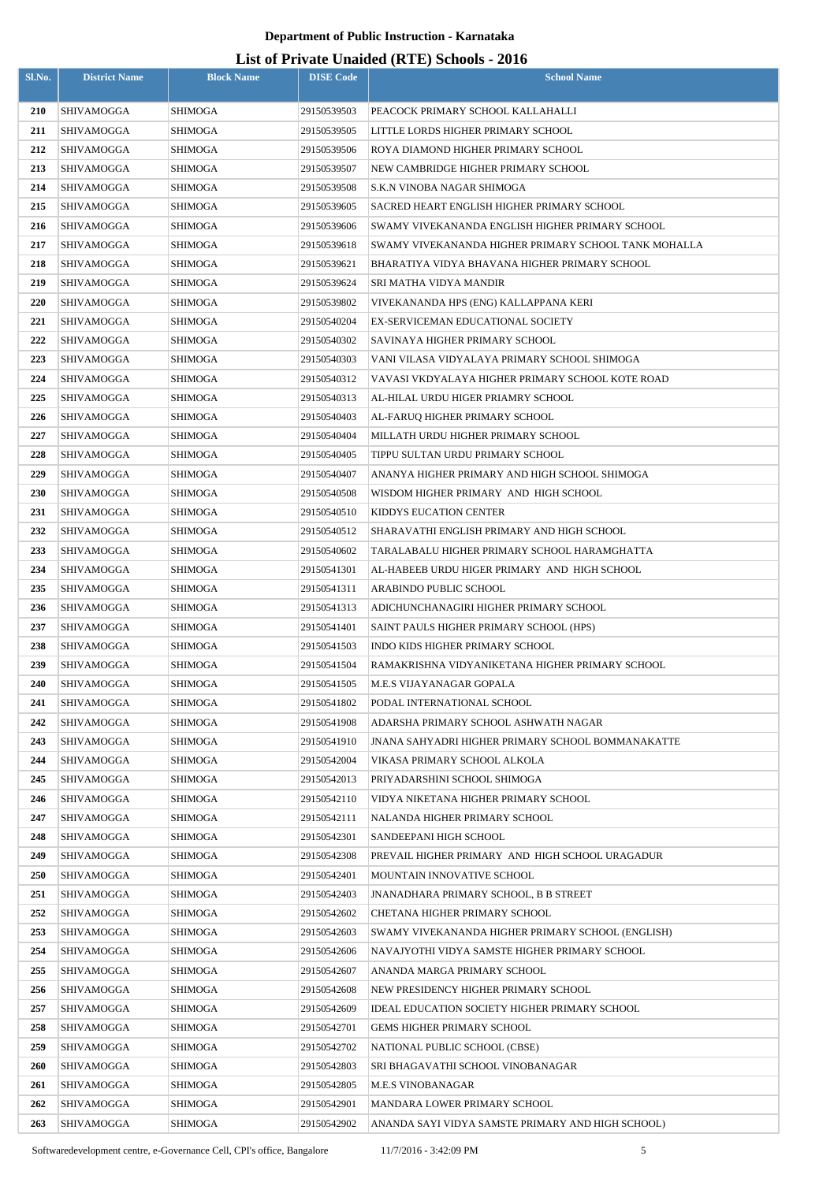**Department of Public Instruction - Karnataka**

## List of Private Unaided (RTE) Schools - 2016

| Sl.No. | District Name | Block Name | DISE Code | School Name |
|---|---|---|---|---|
| 210 | SHIVAMOGGA | SHIMOGA | 29150539503 | PEACOCK PRIMARY SCHOOL KALLAHALLI |
| 211 | SHIVAMOGGA | SHIMOGA | 29150539505 | LITTLE LORDS HIGHER PRIMARY SCHOOL |
| 212 | SHIVAMOGGA | SHIMOGA | 29150539506 | ROYA DIAMOND HIGHER PRIMARY SCHOOL |
| 213 | SHIVAMOGGA | SHIMOGA | 29150539507 | NEW CAMBRIDGE HIGHER PRIMARY SCHOOL |
| 214 | SHIVAMOGGA | SHIMOGA | 29150539508 | S.K.N VINOBA NAGAR SHIMOGA |
| 215 | SHIVAMOGGA | SHIMOGA | 29150539605 | SACRED HEART ENGLISH HIGHER PRIMARY SCHOOL |
| 216 | SHIVAMOGGA | SHIMOGA | 29150539606 | SWAMY VIVEKANANDA ENGLISH HIGHER PRIMARY SCHOOL |
| 217 | SHIVAMOGGA | SHIMOGA | 29150539618 | SWAMY VIVEKANANDA HIGHER PRIMARY SCHOOL TANK MOHALLA |
| 218 | SHIVAMOGGA | SHIMOGA | 29150539621 | BHARATIYA VIDYA BHAVANA HIGHER PRIMARY SCHOOL |
| 219 | SHIVAMOGGA | SHIMOGA | 29150539624 | SRI MATHA VIDYA MANDIR |
| 220 | SHIVAMOGGA | SHIMOGA | 29150539802 | VIVEKANANDA HPS (ENG) KALLAPPANA KERI |
| 221 | SHIVAMOGGA | SHIMOGA | 29150540204 | EX-SERVICEMAN EDUCATIONAL SOCIETY |
| 222 | SHIVAMOGGA | SHIMOGA | 29150540302 | SAVINAYA HIGHER PRIMARY SCHOOL |
| 223 | SHIVAMOGGA | SHIMOGA | 29150540303 | VANI VILASA VIDYALAYA PRIMARY SCHOOL SHIMOGA |
| 224 | SHIVAMOGGA | SHIMOGA | 29150540312 | VAVASI VKDYALAYA HIGHER PRIMARY SCHOOL KOTE ROAD |
| 225 | SHIVAMOGGA | SHIMOGA | 29150540313 | AL-HILAL URDU HIGER PRIAMRY SCHOOL |
| 226 | SHIVAMOGGA | SHIMOGA | 29150540403 | AL-FARUQ HIGHER PRIMARY SCHOOL |
| 227 | SHIVAMOGGA | SHIMOGA | 29150540404 | MILLATH URDU HIGHER PRIMARY SCHOOL |
| 228 | SHIVAMOGGA | SHIMOGA | 29150540405 | TIPPU SULTAN URDU PRIMARY SCHOOL |
| 229 | SHIVAMOGGA | SHIMOGA | 29150540407 | ANANYA HIGHER PRIMARY AND HIGH SCHOOL SHIMOGA |
| 230 | SHIVAMOGGA | SHIMOGA | 29150540508 | WISDOM HIGHER PRIMARY AND HIGH SCHOOL |
| 231 | SHIVAMOGGA | SHIMOGA | 29150540510 | KIDDYS EUCATION CENTER |
| 232 | SHIVAMOGGA | SHIMOGA | 29150540512 | SHARAVATHI ENGLISH PRIMARY AND HIGH SCHOOL |
| 233 | SHIVAMOGGA | SHIMOGA | 29150540602 | TARALABALU HIGHER PRIMARY SCHOOL HARAMGHATTA |
| 234 | SHIVAMOGGA | SHIMOGA | 29150541301 | AL-HABEEB URDU HIGER PRIMARY AND HIGH SCHOOL |
| 235 | SHIVAMOGGA | SHIMOGA | 29150541311 | ARABINDO PUBLIC SCHOOL |
| 236 | SHIVAMOGGA | SHIMOGA | 29150541313 | ADICHUNCHANAGIRI HIGHER PRIMARY SCHOOL |
| 237 | SHIVAMOGGA | SHIMOGA | 29150541401 | SAINT PAULS HIGHER PRIMARY SCHOOL (HPS) |
| 238 | SHIVAMOGGA | SHIMOGA | 29150541503 | INDO KIDS HIGHER PRIMARY SCHOOL |
| 239 | SHIVAMOGGA | SHIMOGA | 29150541504 | RAMAKRISHNA VIDYANIKETANA HIGHER PRIMARY SCHOOL |
| 240 | SHIVAMOGGA | SHIMOGA | 29150541505 | M.E.S VIJAYANAGAR GOPALA |
| 241 | SHIVAMOGGA | SHIMOGA | 29150541802 | PODAL INTERNATIONAL SCHOOL |
| 242 | SHIVAMOGGA | SHIMOGA | 29150541908 | ADARSHA PRIMARY SCHOOL ASHWATH NAGAR |
| 243 | SHIVAMOGGA | SHIMOGA | 29150541910 | JNANA SAHYADRI HIGHER PRIMARY SCHOOL BOMMANAKATTE |
| 244 | SHIVAMOGGA | SHIMOGA | 29150542004 | VIKASA PRIMARY SCHOOL ALKOLA |
| 245 | SHIVAMOGGA | SHIMOGA | 29150542013 | PRIYADARSHINI SCHOOL SHIMOGA |
| 246 | SHIVAMOGGA | SHIMOGA | 29150542110 | VIDYA NIKETANA HIGHER PRIMARY SCHOOL |
| 247 | SHIVAMOGGA | SHIMOGA | 29150542111 | NALANDA HIGHER PRIMARY SCHOOL |
| 248 | SHIVAMOGGA | SHIMOGA | 29150542301 | SANDEEPANI HIGH SCHOOL |
| 249 | SHIVAMOGGA | SHIMOGA | 29150542308 | PREVAIL HIGHER PRIMARY AND HIGH SCHOOL URAGADUR |
| 250 | SHIVAMOGGA | SHIMOGA | 29150542401 | MOUNTAIN INNOVATIVE SCHOOL |
| 251 | SHIVAMOGGA | SHIMOGA | 29150542403 | JNANADHARA PRIMARY SCHOOL, B B STREET |
| 252 | SHIVAMOGGA | SHIMOGA | 29150542602 | CHETANA HIGHER PRIMARY SCHOOL |
| 253 | SHIVAMOGGA | SHIMOGA | 29150542603 | SWAMY VIVEKANANDA HIGHER PRIMARY SCHOOL (ENGLISH) |
| 254 | SHIVAMOGGA | SHIMOGA | 29150542606 | NAVAJYOTHI VIDYA SAMSTE HIGHER PRIMARY SCHOOL |
| 255 | SHIVAMOGGA | SHIMOGA | 29150542607 | ANANDA MARGA PRIMARY SCHOOL |
| 256 | SHIVAMOGGA | SHIMOGA | 29150542608 | NEW PRESIDENCY HIGHER PRIMARY SCHOOL |
| 257 | SHIVAMOGGA | SHIMOGA | 29150542609 | IDEAL EDUCATION SOCIETY HIGHER PRIMARY SCHOOL |
| 258 | SHIVAMOGGA | SHIMOGA | 29150542701 | GEMS HIGHER PRIMARY SCHOOL |
| 259 | SHIVAMOGGA | SHIMOGA | 29150542702 | NATIONAL PUBLIC SCHOOL (CBSE) |
| 260 | SHIVAMOGGA | SHIMOGA | 29150542803 | SRI BHAGAVATHI SCHOOL VINOBANAGAR |
| 261 | SHIVAMOGGA | SHIMOGA | 29150542805 | M.E.S VINOBANAGAR |
| 262 | SHIVAMOGGA | SHIMOGA | 29150542901 | MANDARA LOWER PRIMARY SCHOOL |
| 263 | SHIVAMOGGA | SHIMOGA | 29150542902 | ANANDA SAYI VIDYA SAMSTE PRIMARY AND HIGH SCHOOL) |

Softwaredevelopment centre, e-Governance Cell, CPI's office, Bangalore 11/7/2016 - 3:42:09 PM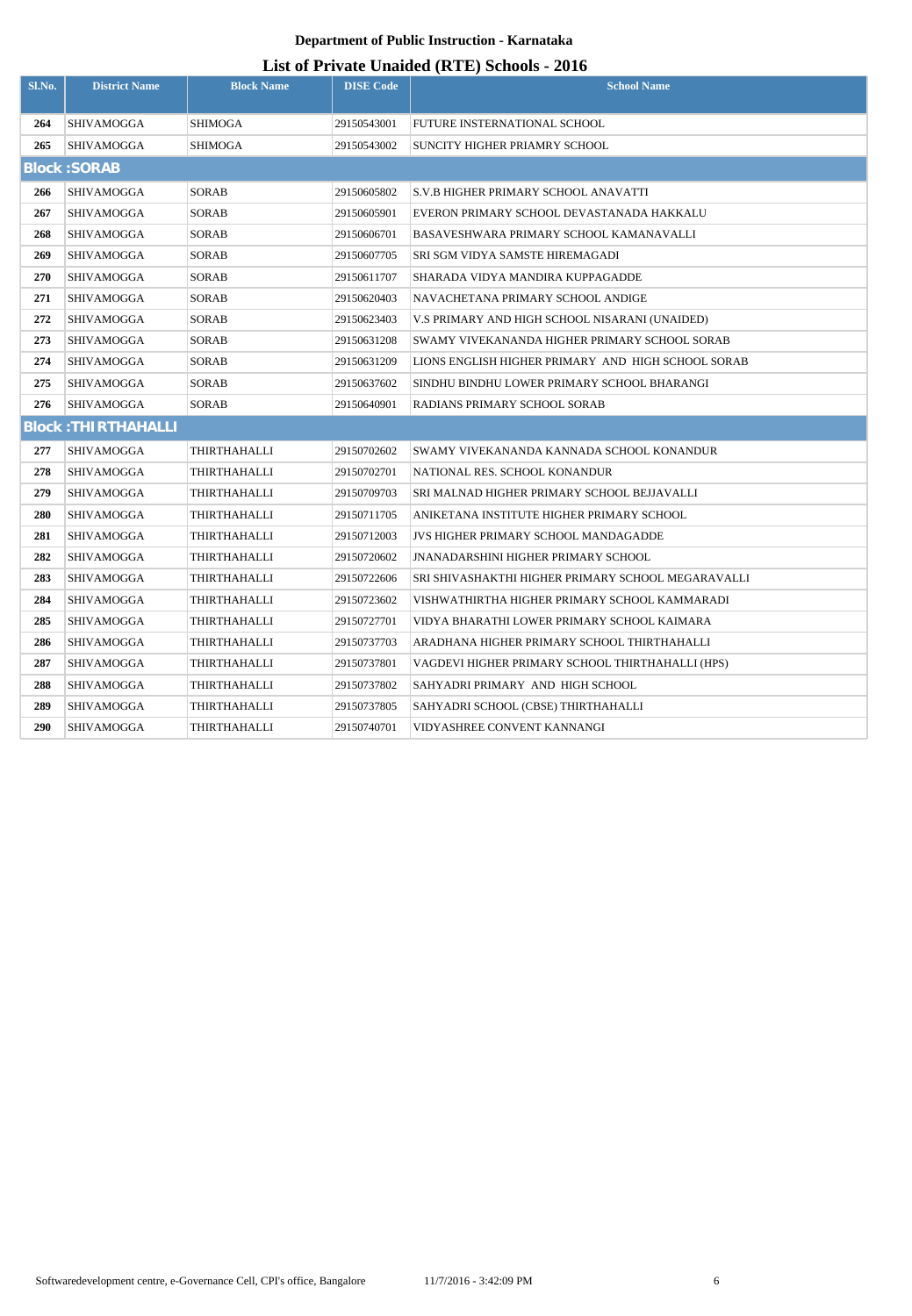Department of Public Instruction - Karnataka

# List of Private Unaided (RTE) Schools - 2016

| Sl.No. | District Name | Block Name | DISE Code | School Name |
|---|---|---|---|---|
| 264 | SHIVAMOGGA | SHIMOGA | 29150543001 | FUTURE INSTERNATIONAL SCHOOL |
| 265 | SHIVAMOGGA | SHIMOGA | 29150543002 | SUNCITY HIGHER PRIAMRY SCHOOL |
| **Block :SORAB** | | | | |
| 266 | SHIVAMOGGA | SORAB | 29150605802 | S.V.B HIGHER PRIMARY SCHOOL ANAVATTI |
| 267 | SHIVAMOGGA | SORAB | 29150605901 | EVERON PRIMARY SCHOOL DEVASTANADA HAKKALU |
| 268 | SHIVAMOGGA | SORAB | 29150606701 | BASAVESHWARA PRIMARY SCHOOL KAMANAVALLI |
| 269 | SHIVAMOGGA | SORAB | 29150607705 | SRI SGM VIDYA SAMSTE HIREMAGADI |
| 270 | SHIVAMOGGA | SORAB | 29150611707 | SHARADA VIDYA MANDIRA KUPPAGADDE |
| 271 | SHIVAMOGGA | SORAB | 29150620403 | NAVACHETANA PRIMARY SCHOOL ANDIGE |
| 272 | SHIVAMOGGA | SORAB | 29150623403 | V.S PRIMARY AND HIGH SCHOOL NISARANI (UNAIDED) |
| 273 | SHIVAMOGGA | SORAB | 29150631208 | SWAMY VIVEKANANDA HIGHER PRIMARY SCHOOL SORAB |
| 274 | SHIVAMOGGA | SORAB | 29150631209 | LIONS ENGLISH HIGHER PRIMARY AND HIGH SCHOOL SORAB |
| 275 | SHIVAMOGGA | SORAB | 29150637602 | SINDHU BINDHU LOWER PRIMARY SCHOOL BHARANGI |
| 276 | SHIVAMOGGA | SORAB | 29150640901 | RADIANS PRIMARY SCHOOL SORAB |
| **Block :THIRTHAHALLI** | | | | |
| 277 | SHIVAMOGGA | THIRTHAHALLI | 29150702602 | SWAMY VIVEKANANDA KANNADA SCHOOL KONANDUR |
| 278 | SHIVAMOGGA | THIRTHAHALLI | 29150702701 | NATIONAL RES. SCHOOL KONANDUR |
| 279 | SHIVAMOGGA | THIRTHAHALLI | 29150709703 | SRI MALNAD HIGHER PRIMARY SCHOOL BEJJAVALLI |
| 280 | SHIVAMOGGA | THIRTHAHALLI | 29150711705 | ANIKETANA INSTITUTE HIGHER PRIMARY SCHOOL |
| 281 | SHIVAMOGGA | THIRTHAHALLI | 29150712003 | JVS HIGHER PRIMARY SCHOOL MANDAGADDE |
| 282 | SHIVAMOGGA | THIRTHAHALLI | 29150720602 | JNANADARSHINI HIGHER PRIMARY SCHOOL |
| 283 | SHIVAMOGGA | THIRTHAHALLI | 29150722606 | SRI SHIVASHAKTHI HIGHER PRIMARY SCHOOL MEGARAVALLI |
| 284 | SHIVAMOGGA | THIRTHAHALLI | 29150723602 | VISHWATHIRTHA HIGHER PRIMARY SCHOOL KAMMARADI |
| 285 | SHIVAMOGGA | THIRTHAHALLI | 29150727701 | VIDYA BHARATHI LOWER PRIMARY SCHOOL KAIMARA |
| 286 | SHIVAMOGGA | THIRTHAHALLI | 29150737703 | ARADHANA HIGHER PRIMARY SCHOOL THIRTHAHALLI |
| 287 | SHIVAMOGGA | THIRTHAHALLI | 29150737801 | VAGDEVI HIGHER PRIMARY SCHOOL THIRTHAHALLI (HPS) |
| 288 | SHIVAMOGGA | THIRTHAHALLI | 29150737802 | SAHYADRI PRIMARY AND HIGH SCHOOL |
| 289 | SHIVAMOGGA | THIRTHAHALLI | 29150737805 | SAHYADRI SCHOOL (CBSE) THIRTHAHALLI |
| 290 | SHIVAMOGGA | THIRTHAHALLI | 29150740701 | VIDYASHREE CONVENT KANNANGI |